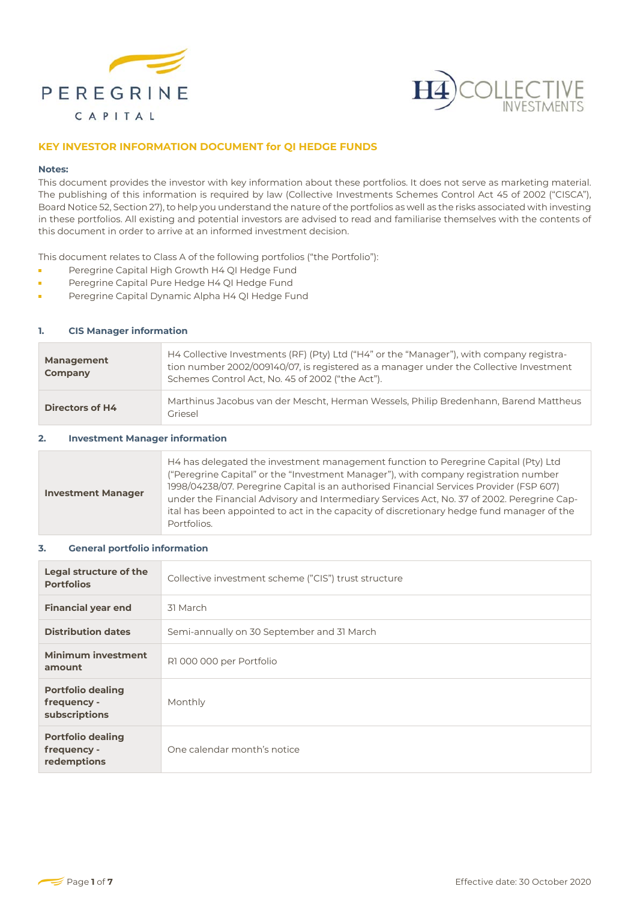# KEY INVESTOR INFORMATION DOCUMENT for QI HEDGE FUNDS

**Notes:**

This document provides the investor with key information about these portfolios. It does not serve as marketing material. The publishing of this information is required by law (Collective Investments Schemes Control Act 45 of 2002 ("CISCA"), Board Notice 52, Section 27), to help you understand the nature of the portfolios as well as the risks associated with investing in these portfolios. All existing and potential investors are advised to read and familiarise themselves with the contents of this document in order to arrive at an informed investment decision.

This document relates to Class A of the following portfolios ("the Portfolio"):

- Peregrine Capital High Growth H4 QI Hedge Fund
- Peregrine Capital Pure Hedge H4 QI Hedge Fund
- Peregrine Capital Dynamic Alpha H4 QI Hedge Fund

## 1. CIS Manager information

| | |
|---|---|
| **Management Company** | H4 Collective Investments (RF) (Pty) Ltd ("H4" or the "Manager"), with company registration number 2002/009140/07, is registered as a manager under the Collective Investment Schemes Control Act, No. 45 of 2002 ("the Act"). |
| **Directors of H4** | Marthinus Jacobus van der Mescht, Herman Wessels, Philip Bredenhann, Barend Mattheus Griesel |

## 2. Investment Manager information

| | |
|---|---|
| **Investment Manager** | H4 has delegated the investment management function to Peregrine Capital (Pty) Ltd ("Peregrine Capital" or the "Investment Manager"), with company registration number 1998/04238/07. Peregrine Capital is an authorised Financial Services Provider (FSP 607) under the Financial Advisory and Intermediary Services Act, No. 37 of 2002. Peregrine Capital has been appointed to act in the capacity of discretionary hedge fund manager of the Portfolios. |

## 3. General portfolio information

| | |
|---|---|
| **Legal structure of the Portfolios** | Collective investment scheme ("CIS") trust structure |
| **Financial year end** | 31 March |
| **Distribution dates** | Semi-annually on 30 September and 31 March |
| **Minimum investment amount** | R1 000 000 per Portfolio |
| **Portfolio dealing frequency - subscriptions** | Monthly |
| **Portfolio dealing frequency - redemptions** | One calendar month's notice |

Effective date: 30 October 2020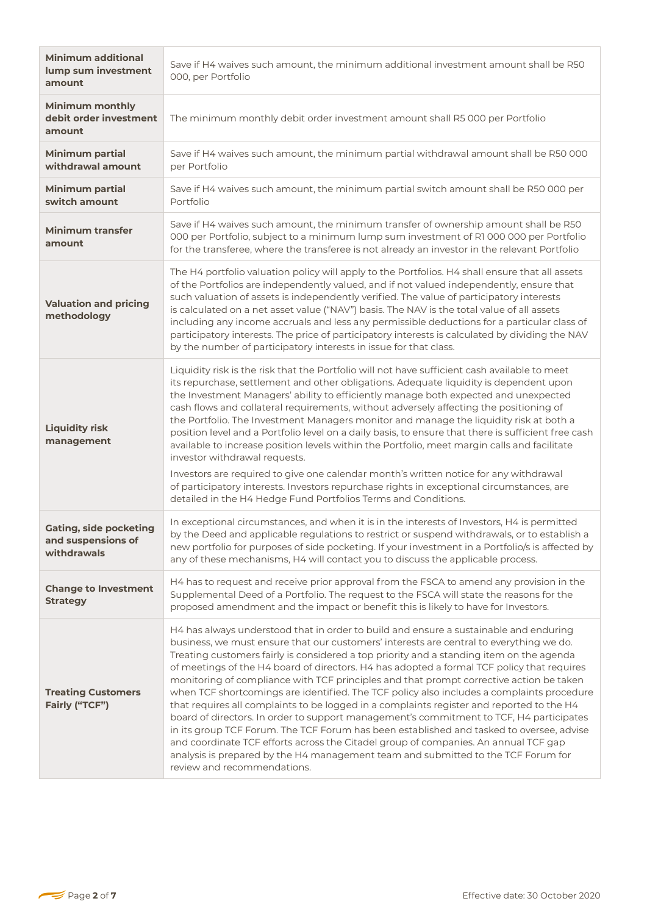| | |
|---|---|
| **Minimum additional lump sum investment amount** | Save if H4 waives such amount, the minimum additional investment amount shall be R50 000, per Portfolio |
| **Minimum monthly debit order investment amount** | The minimum monthly debit order investment amount shall R5 000 per Portfolio |
| **Minimum partial withdrawal amount** | Save if H4 waives such amount, the minimum partial withdrawal amount shall be R50 000 per Portfolio |
| **Minimum partial switch amount** | Save if H4 waives such amount, the minimum partial switch amount shall be R50 000 per Portfolio |
| **Minimum transfer amount** | Save if H4 waives such amount, the minimum transfer of ownership amount shall be R50 000 per Portfolio, subject to a minimum lump sum investment of R1 000 000 per Portfolio for the transferee, where the transferee is not already an investor in the relevant Portfolio |
| **Valuation and pricing methodology** | The H4 portfolio valuation policy will apply to the Portfolios. H4 shall ensure that all assets of the Portfolios are independently valued, and if not valued independently, ensure that such valuation of assets is independently verified. The value of participatory interests is calculated on a net asset value ("NAV") basis. The NAV is the total value of all assets including any income accruals and less any permissible deductions for a particular class of participatory interests. The price of participatory interests is calculated by dividing the NAV by the number of participatory interests in issue for that class. |
| **Liquidity risk management** | Liquidity risk is the risk that the Portfolio will not have sufficient cash available to meet its repurchase, settlement and other obligations. Adequate liquidity is dependent upon the Investment Managers' ability to efficiently manage both expected and unexpected cash flows and collateral requirements, without adversely affecting the positioning of the Portfolio. The Investment Managers monitor and manage the liquidity risk at both a position level and a Portfolio level on a daily basis, to ensure that there is sufficient free cash available to increase position levels within the Portfolio, meet margin calls and facilitate investor withdrawal requests.<br><br>Investors are required to give one calendar month's written notice for any withdrawal of participatory interests. Investors repurchase rights in exceptional circumstances, are detailed in the H4 Hedge Fund Portfolios Terms and Conditions. |
| **Gating, side pocketing and suspensions of withdrawals** | In exceptional circumstances, and when it is in the interests of Investors, H4 is permitted by the Deed and applicable regulations to restrict or suspend withdrawals, or to establish a new portfolio for purposes of side pocketing. If your investment in a Portfolio/s is affected by any of these mechanisms, H4 will contact you to discuss the applicable process. |
| **Change to Investment Strategy** | H4 has to request and receive prior approval from the FSCA to amend any provision in the Supplemental Deed of a Portfolio. The request to the FSCA will state the reasons for the proposed amendment and the impact or benefit this is likely to have for Investors. |
| **Treating Customers Fairly ("TCF")** | H4 has always understood that in order to build and ensure a sustainable and enduring business, we must ensure that our customers' interests are central to everything we do. Treating customers fairly is considered a top priority and a standing item on the agenda of meetings of the H4 board of directors. H4 has adopted a formal TCF policy that requires monitoring of compliance with TCF principles and that prompt corrective action be taken when TCF shortcomings are identified. The TCF policy also includes a complaints procedure that requires all complaints to be logged in a complaints register and reported to the H4 board of directors. In order to support management's commitment to TCF, H4 participates in its group TCF Forum. The TCF Forum has been established and tasked to oversee, advise and coordinate TCF efforts across the Citadel group of companies. An annual TCF gap analysis is prepared by the H4 management team and submitted to the TCF Forum for review and recommendations. |

Effective date: 30 October 2020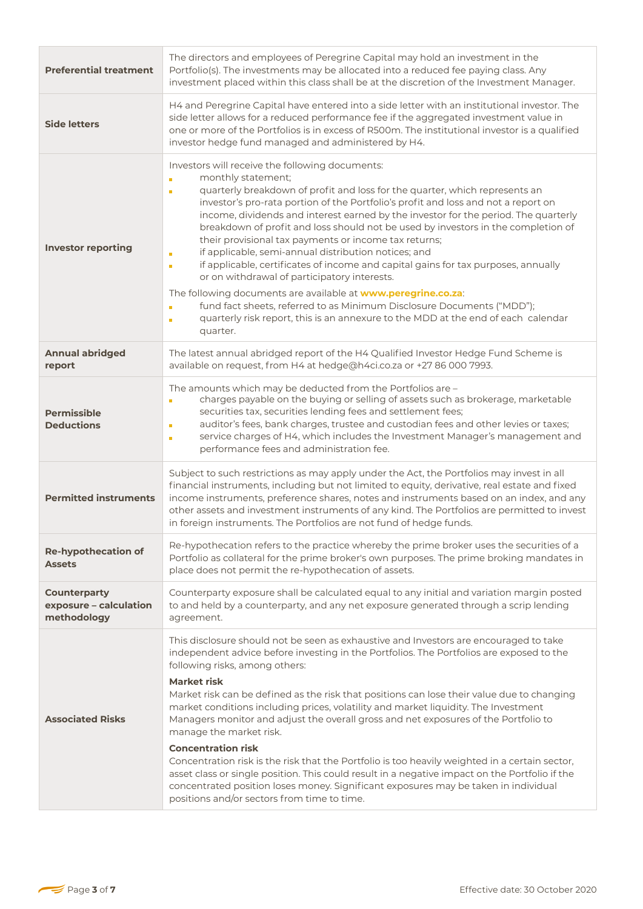| | |
|---|---|
| **Preferential treatment** | The directors and employees of Peregrine Capital may hold an investment in the Portfolio(s). The investments may be allocated into a reduced fee paying class. Any investment placed within this class shall be at the discretion of the Investment Manager. |
| **Side letters** | H4 and Peregrine Capital have entered into a side letter with an institutional investor. The side letter allows for a reduced performance fee if the aggregated investment value in one or more of the Portfolios is in excess of R500m. The institutional investor is a qualified investor hedge fund managed and administered by H4. |
| **Investor reporting** | Investors will receive the following documents:<br>- monthly statement;<br>- quarterly breakdown of profit and loss for the quarter, which represents an investor's pro-rata portion of the Portfolio's profit and loss and not a report on income, dividends and interest earned by the investor for the period. The quarterly breakdown of profit and loss should not be used by investors in the completion of their provisional tax payments or income tax returns;<br>- if applicable, semi-annual distribution notices; and<br>- if applicable, certificates of income and capital gains for tax purposes, annually or on withdrawal of participatory interests.<br><br>The following documents are available at **www.peregrine.co.za**:<br>- fund fact sheets, referred to as Minimum Disclosure Documents ("MDD");<br>- quarterly risk report, this is an annexure to the MDD at the end of each calendar quarter. |
| **Annual abridged report** | The latest annual abridged report of the H4 Qualified Investor Hedge Fund Scheme is available on request, from H4 at hedge@h4ci.co.za or +27 86 000 7993. |
| **Permissible Deductions** | The amounts which may be deducted from the Portfolios are –<br>- charges payable on the buying or selling of assets such as brokerage, marketable securities tax, securities lending fees and settlement fees;<br>- auditor's fees, bank charges, trustee and custodian fees and other levies or taxes;<br>- service charges of H4, which includes the Investment Manager's management and performance fees and administration fee. |
| **Permitted instruments** | Subject to such restrictions as may apply under the Act, the Portfolios may invest in all financial instruments, including but not limited to equity, derivative, real estate and fixed income instruments, preference shares, notes and instruments based on an index, and any other assets and investment instruments of any kind. The Portfolios are permitted to invest in foreign instruments. The Portfolios are not fund of hedge funds. |
| **Re-hypothecation of Assets** | Re-hypothecation refers to the practice whereby the prime broker uses the securities of a Portfolio as collateral for the prime broker's own purposes. The prime broking mandates in place does not permit the re-hypothecation of assets. |
| **Counterparty exposure – calculation methodology** | Counterparty exposure shall be calculated equal to any initial and variation margin posted to and held by a counterparty, and any net exposure generated through a scrip lending agreement. |
| **Associated Risks** | This disclosure should not be seen as exhaustive and Investors are encouraged to take independent advice before investing in the Portfolios. The Portfolios are exposed to the following risks, among others:<br><br>**Market risk**<br>Market risk can be defined as the risk that positions can lose their value due to changing market conditions including prices, volatility and market liquidity. The Investment Managers monitor and adjust the overall gross and net exposures of the Portfolio to manage the market risk.<br><br>**Concentration risk**<br>Concentration risk is the risk that the Portfolio is too heavily weighted in a certain sector, asset class or single position. This could result in a negative impact on the Portfolio if the concentrated position loses money. Significant exposures may be taken in individual positions and/or sectors from time to time. |

Effective date: 30 October 2020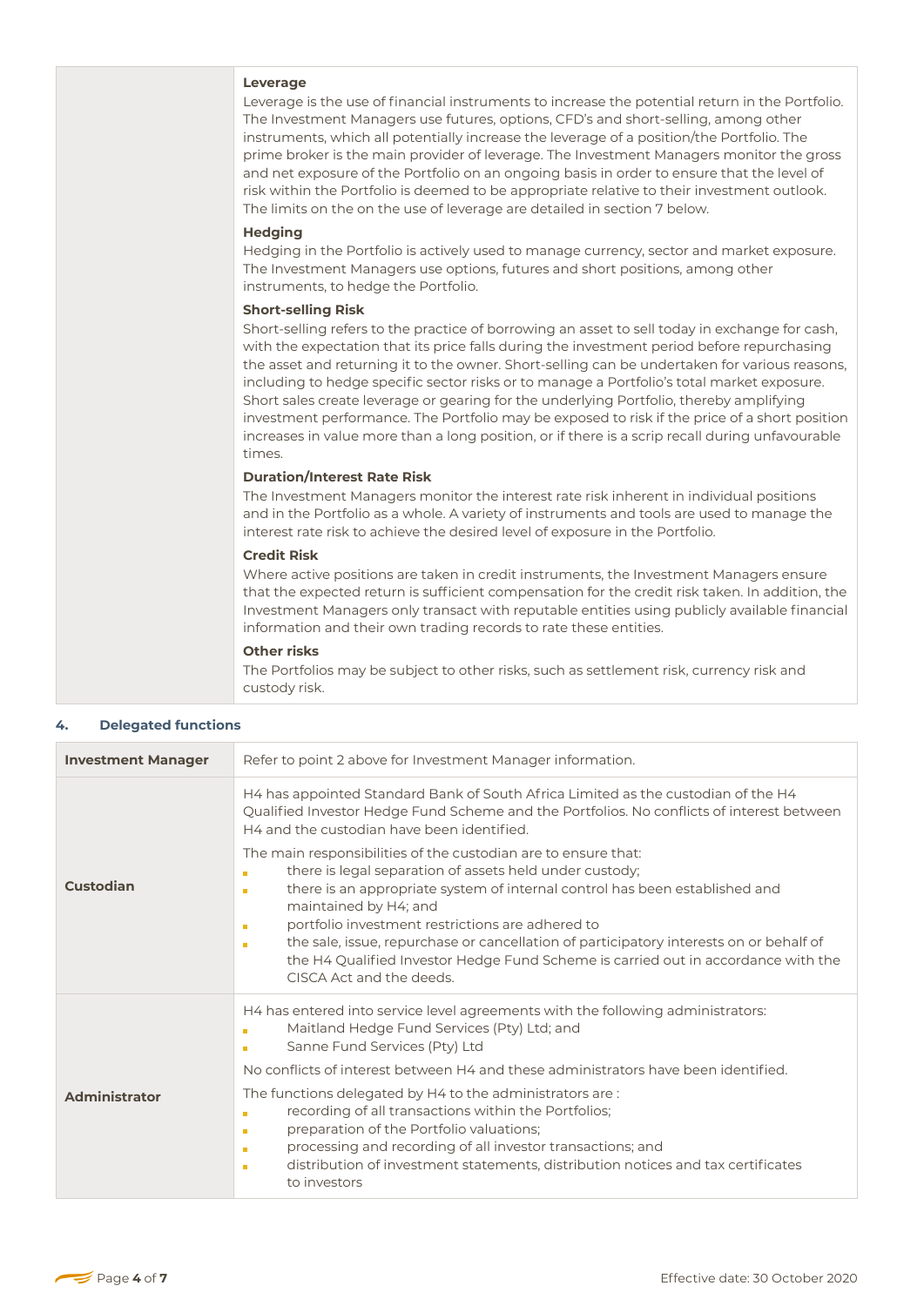| | |
|---|---|
| | **Leverage**<br>Leverage is the use of financial instruments to increase the potential return in the Portfolio. The Investment Managers use futures, options, CFD's and short-selling, among other instruments, which all potentially increase the leverage of a position/the Portfolio. The prime broker is the main provider of leverage. The Investment Managers monitor the gross and net exposure of the Portfolio on an ongoing basis in order to ensure that the level of risk within the Portfolio is deemed to be appropriate relative to their investment outlook. The limits on the on the use of leverage are detailed in section 7 below.<br>**Hedging**<br>Hedging in the Portfolio is actively used to manage currency, sector and market exposure. The Investment Managers use options, futures and short positions, among other instruments, to hedge the Portfolio.<br>**Short-selling Risk**<br>Short-selling refers to the practice of borrowing an asset to sell today in exchange for cash, with the expectation that its price falls during the investment period before repurchasing the asset and returning it to the owner. Short-selling can be undertaken for various reasons, including to hedge specific sector risks or to manage a Portfolio's total market exposure. Short sales create leverage or gearing for the underlying Portfolio, thereby amplifying investment performance. The Portfolio may be exposed to risk if the price of a short position increases in value more than a long position, or if there is a scrip recall during unfavourable times.<br>**Duration/Interest Rate Risk**<br>The Investment Managers monitor the interest rate risk inherent in individual positions and in the Portfolio as a whole. A variety of instruments and tools are used to manage the interest rate risk to achieve the desired level of exposure in the Portfolio.<br>**Credit Risk**<br>Where active positions are taken in credit instruments, the Investment Managers ensure that the expected return is sufficient compensation for the credit risk taken. In addition, the Investment Managers only transact with reputable entities using publicly available financial information and their own trading records to rate these entities.<br>**Other risks**<br>The Portfolios may be subject to other risks, such as settlement risk, currency risk and custody risk. |

## 4. Delegated functions

| | |
|---|---|
| **Investment Manager** | Refer to point 2 above for Investment Manager information. |
| **Custodian** | H4 has appointed Standard Bank of South Africa Limited as the custodian of the H4 Qualified Investor Hedge Fund Scheme and the Portfolios. No conflicts of interest between H4 and the custodian have been identified.<br>The main responsibilities of the custodian are to ensure that:<br>▪ there is legal separation of assets held under custody;<br>▪ there is an appropriate system of internal control has been established and maintained by H4; and<br>▪ portfolio investment restrictions are adhered to<br>▪ the sale, issue, repurchase or cancellation of participatory interests on or behalf of the H4 Qualified Investor Hedge Fund Scheme is carried out in accordance with the CISCA Act and the deeds. |
| **Administrator** | H4 has entered into service level agreements with the following administrators:<br>▪ Maitland Hedge Fund Services (Pty) Ltd; and<br>▪ Sanne Fund Services (Pty) Ltd<br>No conflicts of interest between H4 and these administrators have been identified.<br>The functions delegated by H4 to the administrators are :<br>▪ recording of all transactions within the Portfolios;<br>▪ preparation of the Portfolio valuations;<br>▪ processing and recording of all investor transactions; and<br>▪ distribution of investment statements, distribution notices and tax certificates to investors |

Effective date: 30 October 2020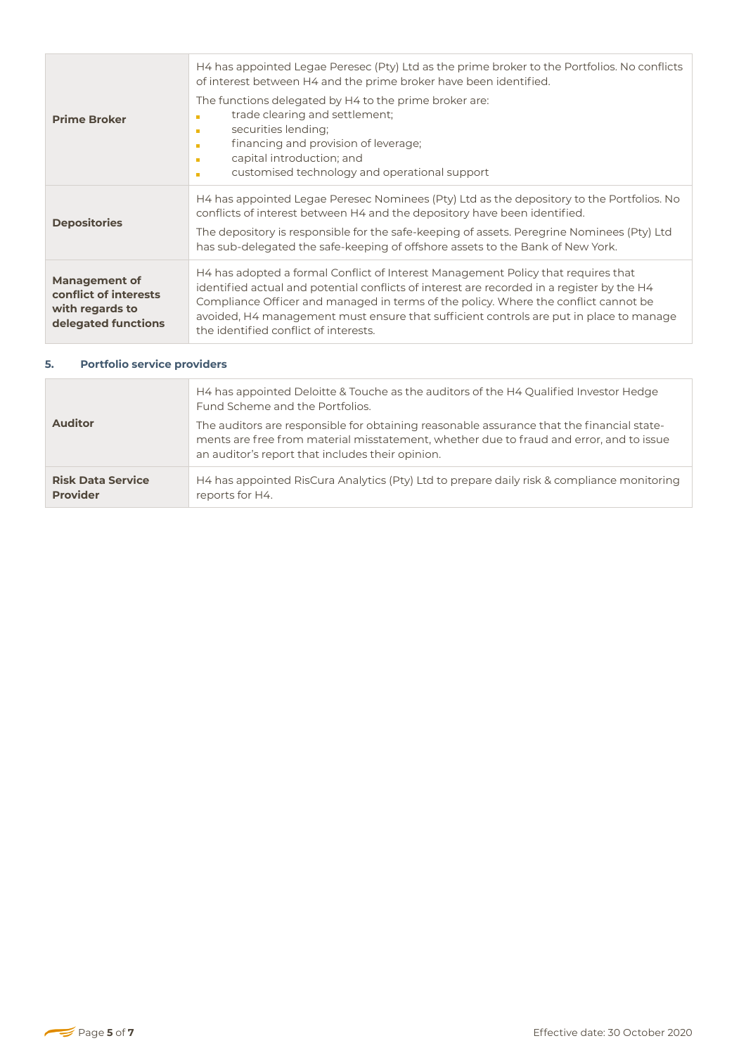| | |
|---|---|
| **Prime Broker** | H4 has appointed Legae Peresec (Pty) Ltd as the prime broker to the Portfolios. No conflicts of interest between H4 and the prime broker have been identified.<br><br>The functions delegated by H4 to the prime broker are:<br>- trade clearing and settlement;<br>- securities lending;<br>- financing and provision of leverage;<br>- capital introduction; and<br>- customised technology and operational support |
| **Depositories** | H4 has appointed Legae Peresec Nominees (Pty) Ltd as the depository to the Portfolios. No conflicts of interest between H4 and the depository have been identified.<br><br>The depository is responsible for the safe-keeping of assets. Peregrine Nominees (Pty) Ltd has sub-delegated the safe-keeping of offshore assets to the Bank of New York. |
| **Management of conflict of interests with regards to delegated functions** | H4 has adopted a formal Conflict of Interest Management Policy that requires that identified actual and potential conflicts of interest are recorded in a register by the H4 Compliance Officer and managed in terms of the policy. Where the conflict cannot be avoided, H4 management must ensure that sufficient controls are put in place to manage the identified conflict of interests. |

## 5. Portfolio service providers

| | |
|---|---|
| **Auditor** | H4 has appointed Deloitte & Touche as the auditors of the H4 Qualified Investor Hedge Fund Scheme and the Portfolios.<br><br>The auditors are responsible for obtaining reasonable assurance that the financial statements are free from material misstatement, whether due to fraud and error, and to issue an auditor's report that includes their opinion. |
| **Risk Data Service Provider** | H4 has appointed RisCura Analytics (Pty) Ltd to prepare daily risk & compliance monitoring reports for H4. |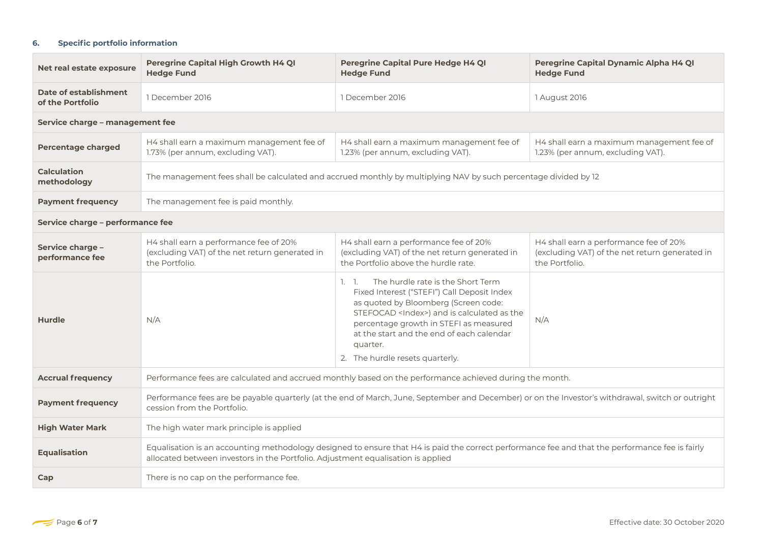## 6. Specific portfolio information

| Net real estate exposure | Peregrine Capital High Growth H4 QI Hedge Fund | Peregrine Capital Pure Hedge H4 QI Hedge Fund | Peregrine Capital Dynamic Alpha H4 QI Hedge Fund |
|---|---|---|---|
| **Date of establishment of the Portfolio** | 1 December 2016 | 1 December 2016 | 1 August 2016 |
| **Service charge – management fee** | | | |
| **Percentage charged** | H4 shall earn a maximum management fee of 1.73% (per annum, excluding VAT). | H4 shall earn a maximum management fee of 1.23% (per annum, excluding VAT). | H4 shall earn a maximum management fee of 1.23% (per annum, excluding VAT). |
| **Calculation methodology** | The management fees shall be calculated and accrued monthly by multiplying NAV by such percentage divided by 12 | | |
| **Payment frequency** | The management fee is paid monthly. | | |
| **Service charge – performance fee** | | | |
| **Service charge – performance fee** | H4 shall earn a performance fee of 20% (excluding VAT) of the net return generated in the Portfolio. | H4 shall earn a performance fee of 20% (excluding VAT) of the net return generated in the Portfolio above the hurdle rate. | H4 shall earn a performance fee of 20% (excluding VAT) of the net return generated in the Portfolio. |
| **Hurdle** | N/A | 1. 1. The hurdle rate is the Short Term Fixed Interest ("STEFI") Call Deposit Index as quoted by Bloomberg (Screen code: STEFOCAD <Index>) and is calculated as the percentage growth in STEFI as measured at the start and the end of each calendar quarter.<br>2. The hurdle resets quarterly. | N/A |
| **Accrual frequency** | Performance fees are calculated and accrued monthly based on the performance achieved during the month. | | |
| **Payment frequency** | Performance fees are be payable quarterly (at the end of March, June, September and December) or on the Investor's withdrawal, switch or outright cession from the Portfolio. | | |
| **High Water Mark** | The high water mark principle is applied | | |
| **Equalisation** | Equalisation is an accounting methodology designed to ensure that H4 is paid the correct performance fee and that the performance fee is fairly allocated between investors in the Portfolio. Adjustment equalisation is applied | | |
| **Cap** | There is no cap on the performance fee. | | |

Effective date: 30 October 2020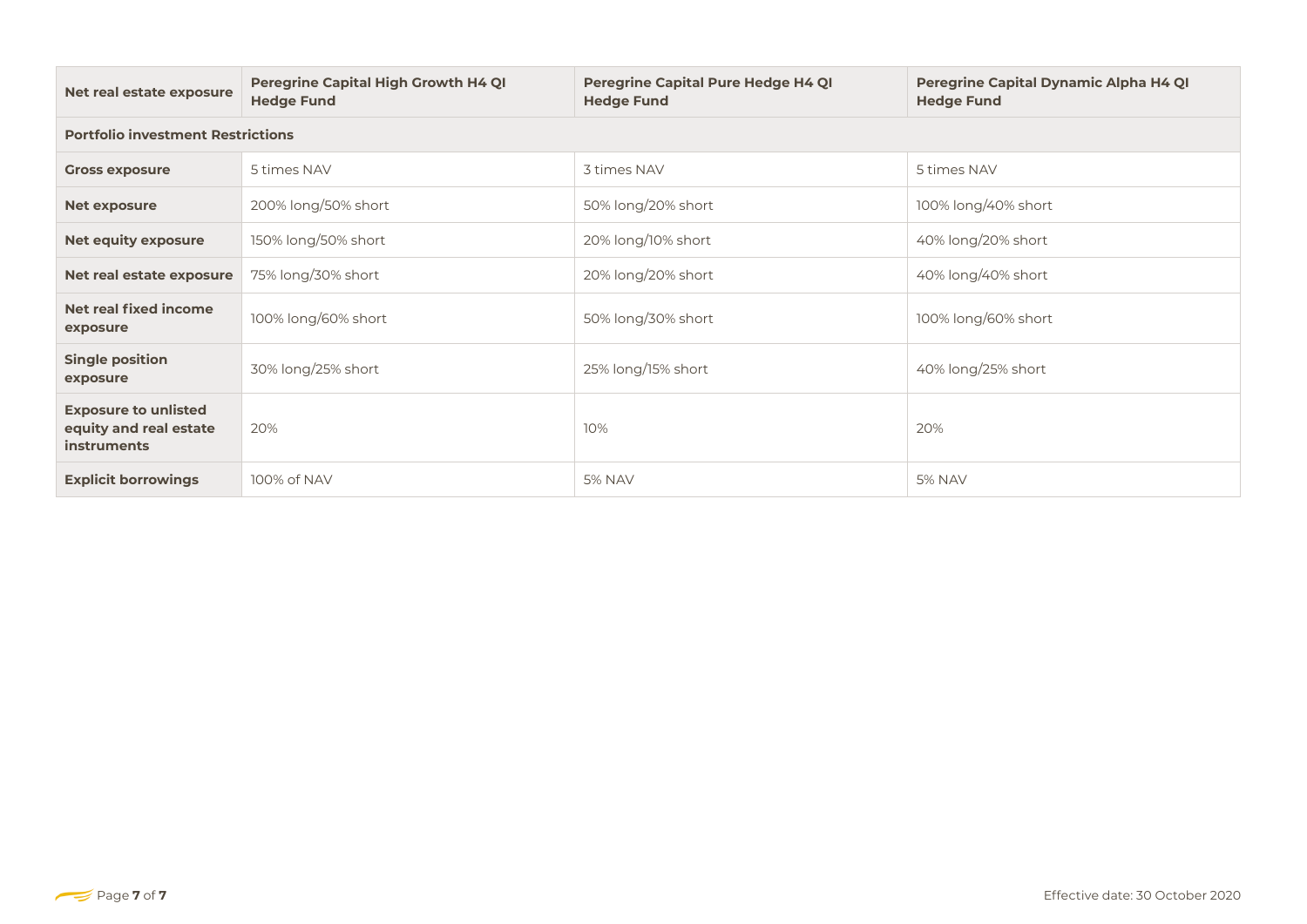| Net real estate exposure | Peregrine Capital High Growth H4 QI Hedge Fund | Peregrine Capital Pure Hedge H4 QI Hedge Fund | Peregrine Capital Dynamic Alpha H4 QI Hedge Fund |
|---|---|---|---|
| **Portfolio investment Restrictions** | | | |
| **Gross exposure** | 5 times NAV | 3 times NAV | 5 times NAV |
| **Net exposure** | 200% long/50% short | 50% long/20% short | 100% long/40% short |
| **Net equity exposure** | 150% long/50% short | 20% long/10% short | 40% long/20% short |
| **Net real estate exposure** | 75% long/30% short | 20% long/20% short | 40% long/40% short |
| **Net real fixed income exposure** | 100% long/60% short | 50% long/30% short | 100% long/60% short |
| **Single position exposure** | 30% long/25% short | 25% long/15% short | 40% long/25% short |
| **Exposure to unlisted equity and real estate instruments** | 20% | 10% | 20% |
| **Explicit borrowings** | 100% of NAV | 5% NAV | 5% NAV |

Effective date: 30 October 2020